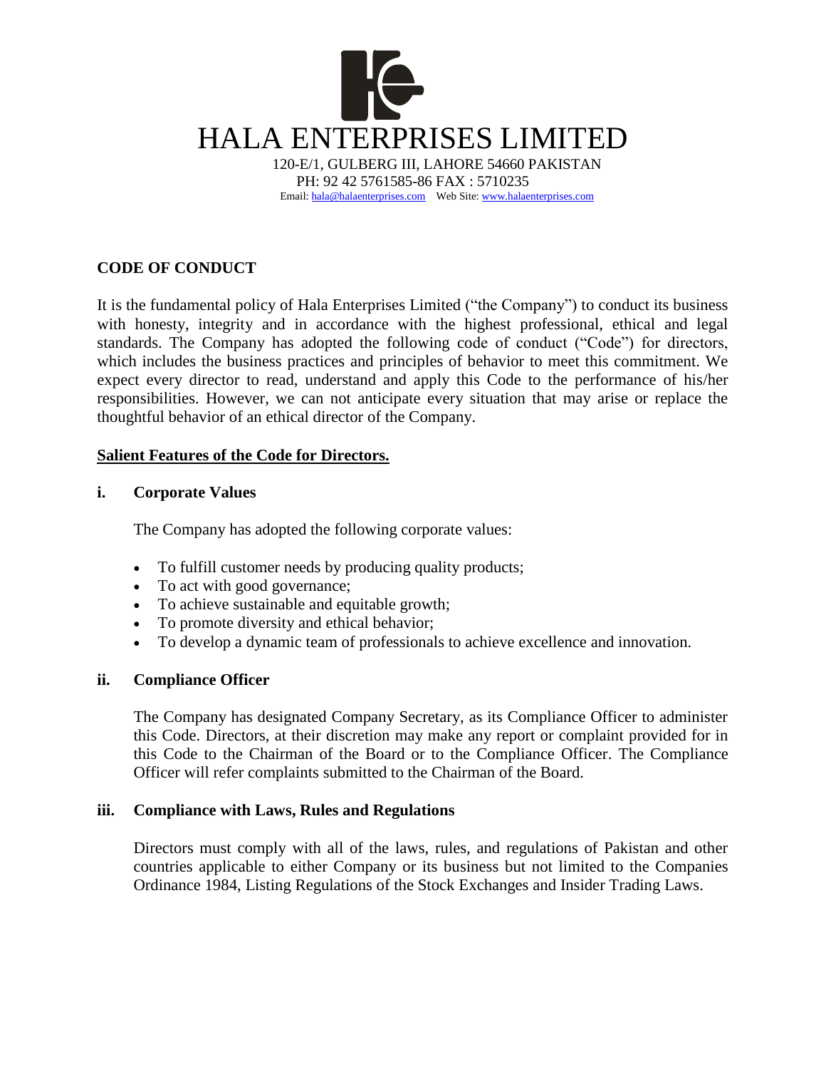# HALA ENTERPRISES LIMITED

120-E/1, GULBERG III, LAHORE 54660 PAKISTAN
PH: 92 42 5761585-86 FAX : 5710235
Email: hala@halaenterprises.com Web Site: www.halaenterprises.com

## CODE OF CONDUCT

It is the fundamental policy of Hala Enterprises Limited ("the Company") to conduct its business with honesty, integrity and in accordance with the highest professional, ethical and legal standards. The Company has adopted the following code of conduct ("Code") for directors, which includes the business practices and principles of behavior to meet this commitment. We expect every director to read, understand and apply this Code to the performance of his/her responsibilities. However, we can not anticipate every situation that may arise or replace the thoughtful behavior of an ethical director of the Company.

**Salient Features of the Code for Directors.**

### i. Corporate Values

The Company has adopted the following corporate values:

- To fulfill customer needs by producing quality products;
- To act with good governance;
- To achieve sustainable and equitable growth;
- To promote diversity and ethical behavior;
- To develop a dynamic team of professionals to achieve excellence and innovation.

### ii. Compliance Officer

The Company has designated Company Secretary, as its Compliance Officer to administer this Code. Directors, at their discretion may make any report or complaint provided for in this Code to the Chairman of the Board or to the Compliance Officer. The Compliance Officer will refer complaints submitted to the Chairman of the Board.

### iii. Compliance with Laws, Rules and Regulations

Directors must comply with all of the laws, rules, and regulations of Pakistan and other countries applicable to either Company or its business but not limited to the Companies Ordinance 1984, Listing Regulations of the Stock Exchanges and Insider Trading Laws.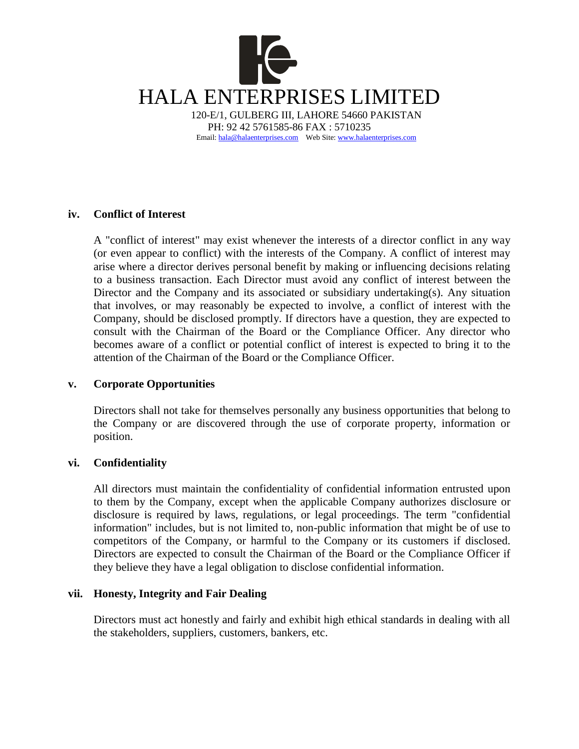# HALA ENTERPRISES LIMITED

120-E/1, GULBERG III, LAHORE 54660 PAKISTAN
PH: 92 42 5761585-86 FAX : 5710235
Email: hala@halaenterprises.com Web Site: www.halaenterprises.com

**iv. Conflict of Interest**

A "conflict of interest" may exist whenever the interests of a director conflict in any way (or even appear to conflict) with the interests of the Company. A conflict of interest may arise where a director derives personal benefit by making or influencing decisions relating to a business transaction. Each Director must avoid any conflict of interest between the Director and the Company and its associated or subsidiary undertaking(s). Any situation that involves, or may reasonably be expected to involve, a conflict of interest with the Company, should be disclosed promptly. If directors have a question, they are expected to consult with the Chairman of the Board or the Compliance Officer. Any director who becomes aware of a conflict or potential conflict of interest is expected to bring it to the attention of the Chairman of the Board or the Compliance Officer.

**v. Corporate Opportunities**

Directors shall not take for themselves personally any business opportunities that belong to the Company or are discovered through the use of corporate property, information or position.

**vi. Confidentiality**

All directors must maintain the confidentiality of confidential information entrusted upon to them by the Company, except when the applicable Company authorizes disclosure or disclosure is required by laws, regulations, or legal proceedings. The term "confidential information" includes, but is not limited to, non-public information that might be of use to competitors of the Company, or harmful to the Company or its customers if disclosed. Directors are expected to consult the Chairman of the Board or the Compliance Officer if they believe they have a legal obligation to disclose confidential information.

**vii. Honesty, Integrity and Fair Dealing**

Directors must act honestly and fairly and exhibit high ethical standards in dealing with all the stakeholders, suppliers, customers, bankers, etc.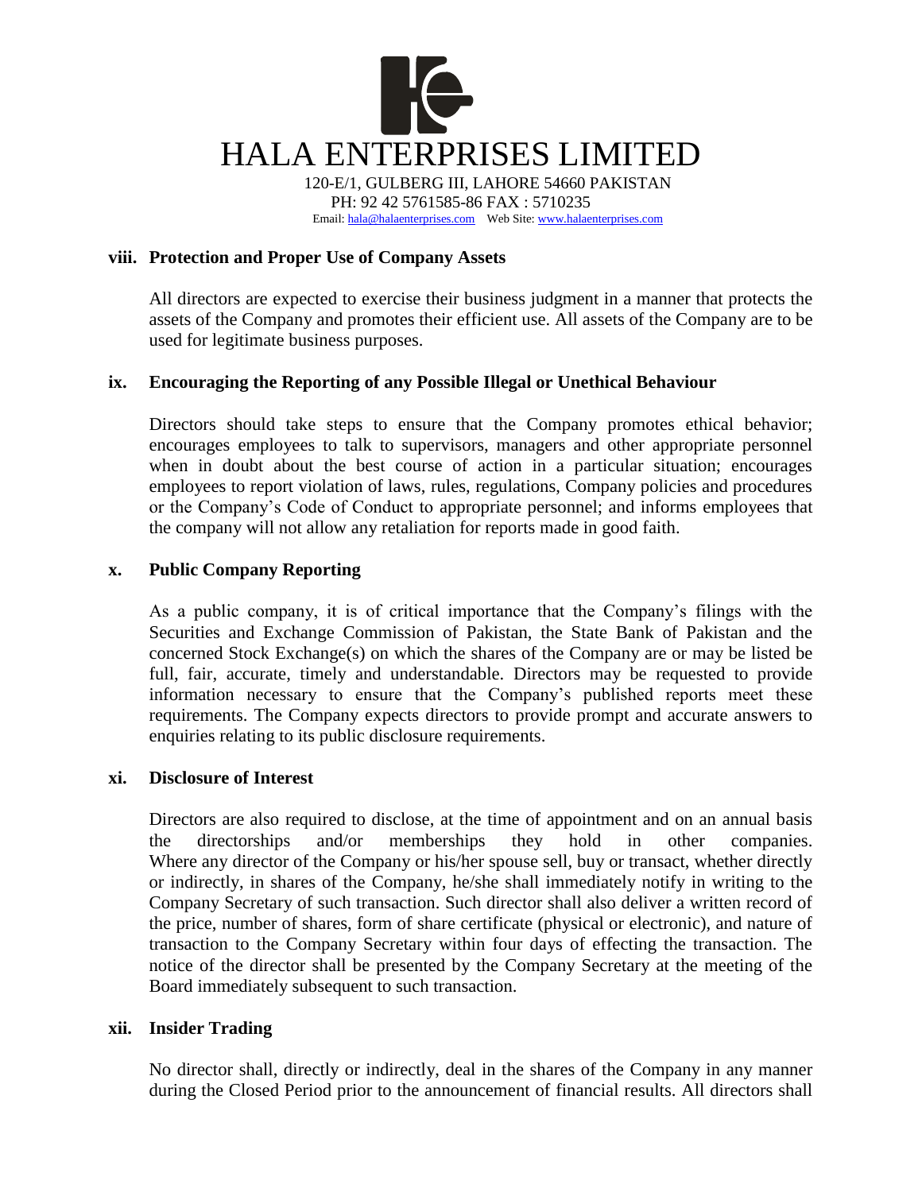### viii. Protection and Proper Use of Company Assets

All directors are expected to exercise their business judgment in a manner that protects the assets of the Company and promotes their efficient use. All assets of the Company are to be used for legitimate business purposes.

### ix. Encouraging the Reporting of any Possible Illegal or Unethical Behaviour

Directors should take steps to ensure that the Company promotes ethical behavior; encourages employees to talk to supervisors, managers and other appropriate personnel when in doubt about the best course of action in a particular situation; encourages employees to report violation of laws, rules, regulations, Company policies and procedures or the Company's Code of Conduct to appropriate personnel; and informs employees that the company will not allow any retaliation for reports made in good faith.

### x. Public Company Reporting

As a public company, it is of critical importance that the Company's filings with the Securities and Exchange Commission of Pakistan, the State Bank of Pakistan and the concerned Stock Exchange(s) on which the shares of the Company are or may be listed be full, fair, accurate, timely and understandable. Directors may be requested to provide information necessary to ensure that the Company's published reports meet these requirements. The Company expects directors to provide prompt and accurate answers to enquiries relating to its public disclosure requirements.

### xi. Disclosure of Interest

Directors are also required to disclose, at the time of appointment and on an annual basis the directorships and/or memberships they hold in other companies. Where any director of the Company or his/her spouse sell, buy or transact, whether directly or indirectly, in shares of the Company, he/she shall immediately notify in writing to the Company Secretary of such transaction. Such director shall also deliver a written record of the price, number of shares, form of share certificate (physical or electronic), and nature of transaction to the Company Secretary within four days of effecting the transaction. The notice of the director shall be presented by the Company Secretary at the meeting of the Board immediately subsequent to such transaction.

### xii. Insider Trading

No director shall, directly or indirectly, deal in the shares of the Company in any manner during the Closed Period prior to the announcement of financial results. All directors shall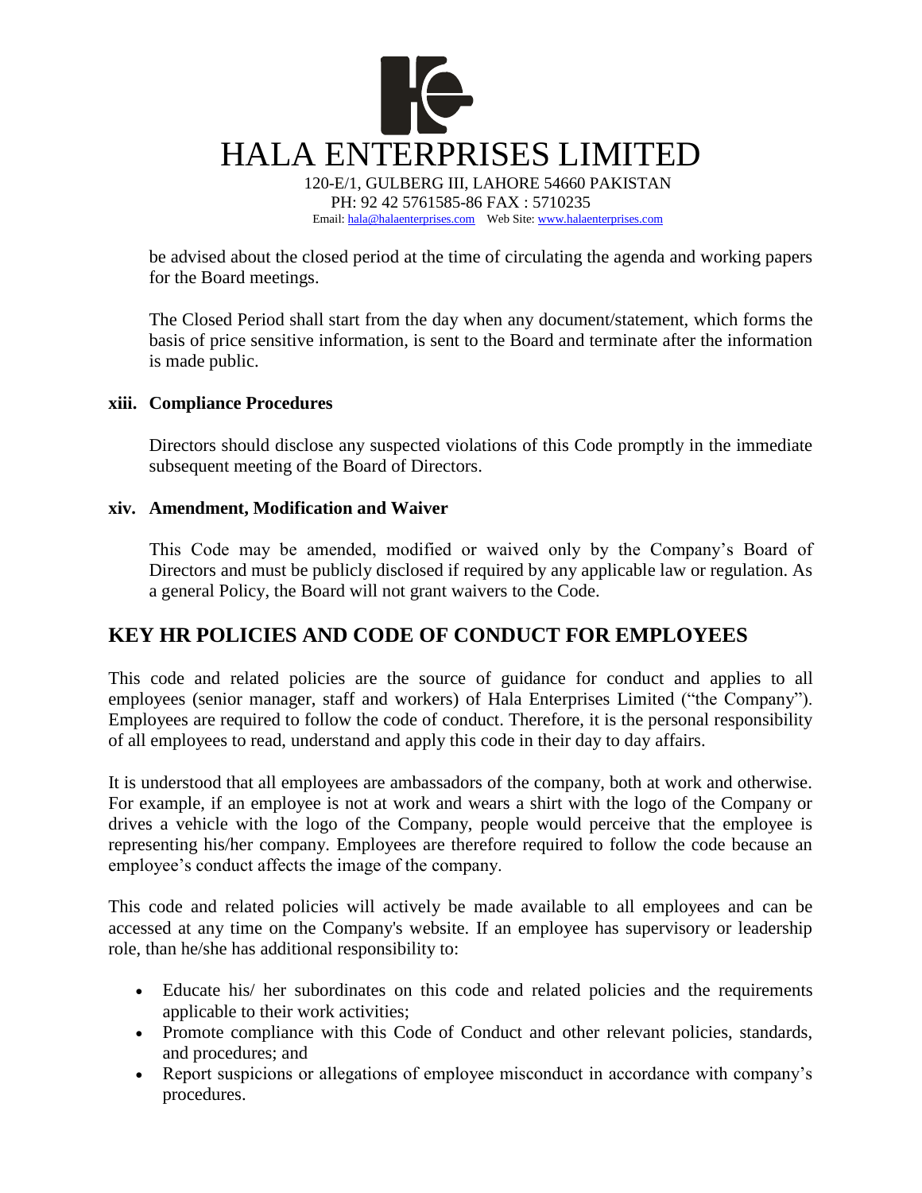be advised about the closed period at the time of circulating the agenda and working papers for the Board meetings.

The Closed Period shall start from the day when any document/statement, which forms the basis of price sensitive information, is sent to the Board and terminate after the information is made public.

**xiii. Compliance Procedures**

Directors should disclose any suspected violations of this Code promptly in the immediate subsequent meeting of the Board of Directors.

**xiv. Amendment, Modification and Waiver**

This Code may be amended, modified or waived only by the Company's Board of Directors and must be publicly disclosed if required by any applicable law or regulation. As a general Policy, the Board will not grant waivers to the Code.

## KEY HR POLICIES AND CODE OF CONDUCT FOR EMPLOYEES

This code and related policies are the source of guidance for conduct and applies to all employees (senior manager, staff and workers) of Hala Enterprises Limited ("the Company"). Employees are required to follow the code of conduct. Therefore, it is the personal responsibility of all employees to read, understand and apply this code in their day to day affairs.

It is understood that all employees are ambassadors of the company, both at work and otherwise. For example, if an employee is not at work and wears a shirt with the logo of the Company or drives a vehicle with the logo of the Company, people would perceive that the employee is representing his/her company. Employees are therefore required to follow the code because an employee's conduct affects the image of the company.

This code and related policies will actively be made available to all employees and can be accessed at any time on the Company's website. If an employee has supervisory or leadership role, than he/she has additional responsibility to:

- Educate his/ her subordinates on this code and related policies and the requirements applicable to their work activities;
- Promote compliance with this Code of Conduct and other relevant policies, standards, and procedures; and
- Report suspicions or allegations of employee misconduct in accordance with company's procedures.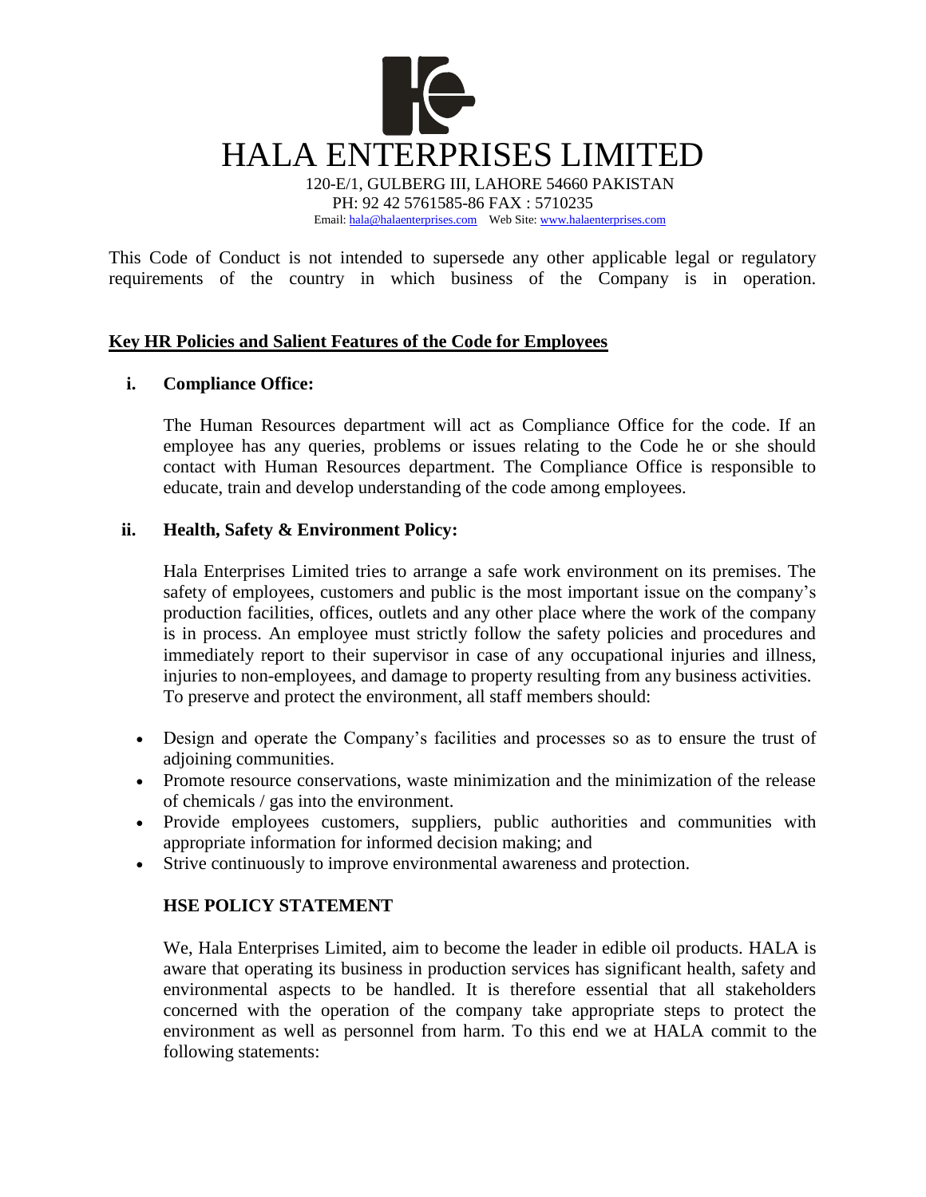# HALA ENTERPRISES LIMITED

120-E/1, GULBERG III, LAHORE 54660 PAKISTAN
PH: 92 42 5761585-86 FAX : 5710235
Email: hala@halaenterprises.com Web Site: www.halaenterprises.com

This Code of Conduct is not intended to supersede any other applicable legal or regulatory requirements of the country in which business of the Company is in operation.

## Key HR Policies and Salient Features of the Code for Employees

### i. Compliance Office:

The Human Resources department will act as Compliance Office for the code. If an employee has any queries, problems or issues relating to the Code he or she should contact with Human Resources department. The Compliance Office is responsible to educate, train and develop understanding of the code among employees.

### ii. Health, Safety & Environment Policy:

Hala Enterprises Limited tries to arrange a safe work environment on its premises. The safety of employees, customers and public is the most important issue on the company's production facilities, offices, outlets and any other place where the work of the company is in process. An employee must strictly follow the safety policies and procedures and immediately report to their supervisor in case of any occupational injuries and illness, injuries to non-employees, and damage to property resulting from any business activities. To preserve and protect the environment, all staff members should:

- Design and operate the Company's facilities and processes so as to ensure the trust of adjoining communities.
- Promote resource conservations, waste minimization and the minimization of the release of chemicals / gas into the environment.
- Provide employees customers, suppliers, public authorities and communities with appropriate information for informed decision making; and
- Strive continuously to improve environmental awareness and protection.

### HSE POLICY STATEMENT

We, Hala Enterprises Limited, aim to become the leader in edible oil products. HALA is aware that operating its business in production services has significant health, safety and environmental aspects to be handled. It is therefore essential that all stakeholders concerned with the operation of the company take appropriate steps to protect the environment as well as personnel from harm. To this end we at HALA commit to the following statements: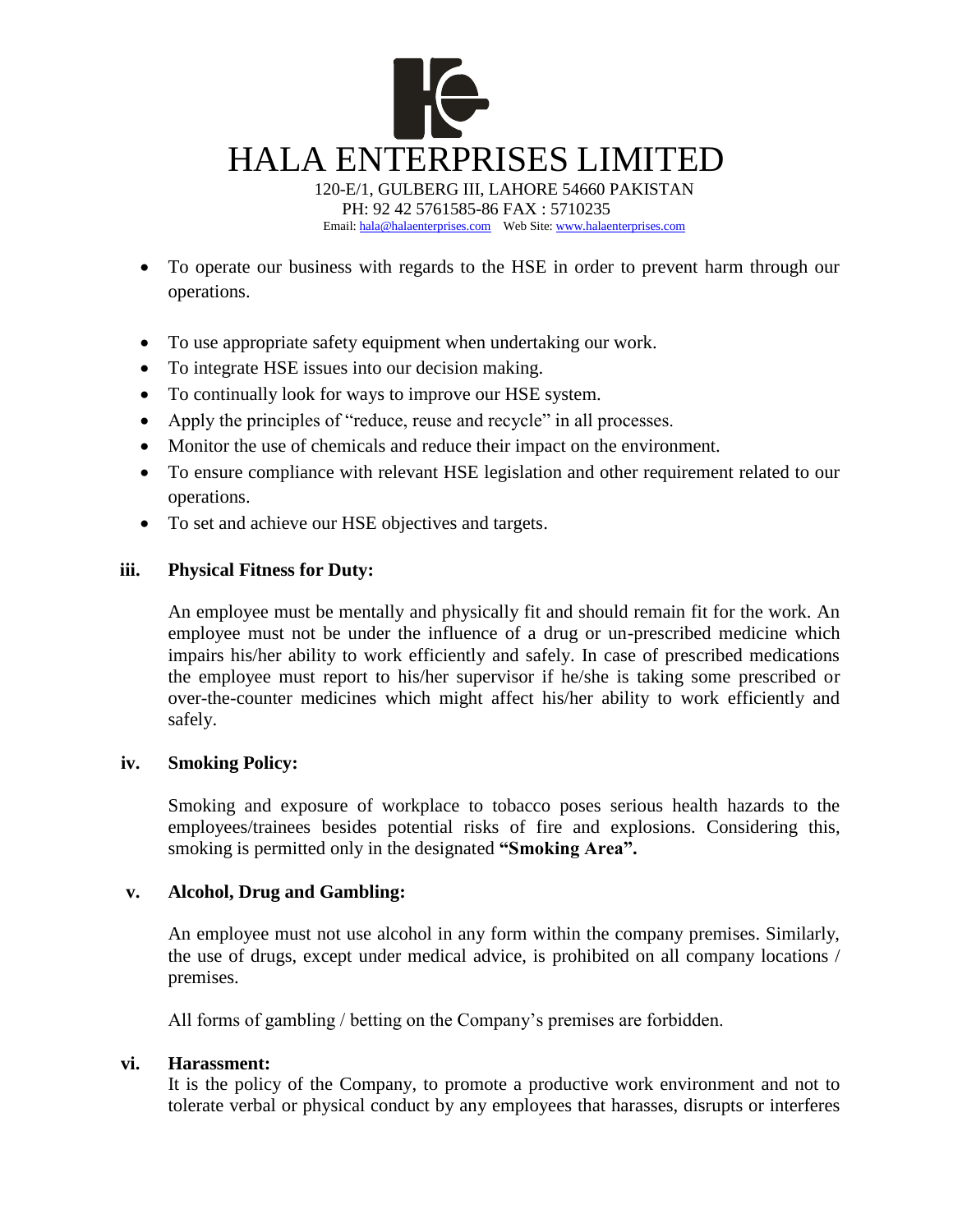- To operate our business with regards to the HSE in order to prevent harm through our operations.
- To use appropriate safety equipment when undertaking our work.
- To integrate HSE issues into our decision making.
- To continually look for ways to improve our HSE system.
- Apply the principles of "reduce, reuse and recycle" in all processes.
- Monitor the use of chemicals and reduce their impact on the environment.
- To ensure compliance with relevant HSE legislation and other requirement related to our operations.
- To set and achieve our HSE objectives and targets.

**iii. Physical Fitness for Duty:**

An employee must be mentally and physically fit and should remain fit for the work. An employee must not be under the influence of a drug or un-prescribed medicine which impairs his/her ability to work efficiently and safely. In case of prescribed medications the employee must report to his/her supervisor if he/she is taking some prescribed or over-the-counter medicines which might affect his/her ability to work efficiently and safely.

**iv. Smoking Policy:**

Smoking and exposure of workplace to tobacco poses serious health hazards to the employees/trainees besides potential risks of fire and explosions. Considering this, smoking is permitted only in the designated **"Smoking Area".**

**v. Alcohol, Drug and Gambling:**

An employee must not use alcohol in any form within the company premises. Similarly, the use of drugs, except under medical advice, is prohibited on all company locations / premises.

All forms of gambling / betting on the Company's premises are forbidden.

**vi. Harassment:**

It is the policy of the Company, to promote a productive work environment and not to tolerate verbal or physical conduct by any employees that harasses, disrupts or interferes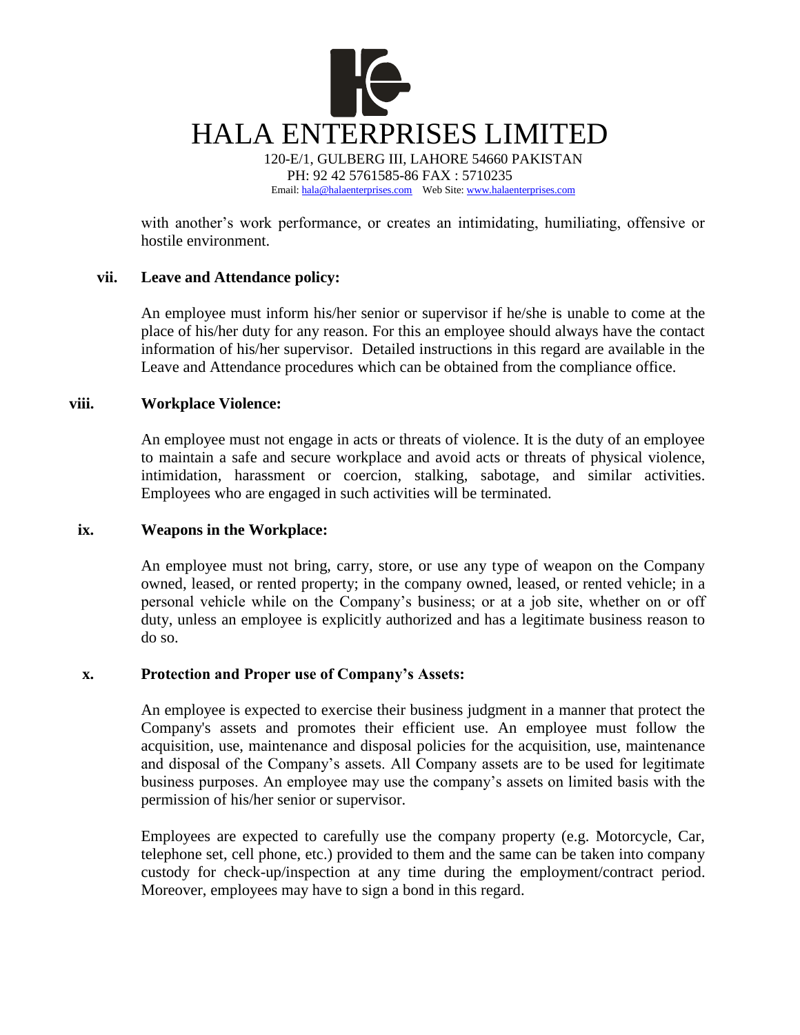with another's work performance, or creates an intimidating, humiliating, offensive or hostile environment.

### vii. Leave and Attendance policy:

An employee must inform his/her senior or supervisor if he/she is unable to come at the place of his/her duty for any reason. For this an employee should always have the contact information of his/her supervisor. Detailed instructions in this regard are available in the Leave and Attendance procedures which can be obtained from the compliance office.

### viii. Workplace Violence:

An employee must not engage in acts or threats of violence. It is the duty of an employee to maintain a safe and secure workplace and avoid acts or threats of physical violence, intimidation, harassment or coercion, stalking, sabotage, and similar activities. Employees who are engaged in such activities will be terminated.

### ix. Weapons in the Workplace:

An employee must not bring, carry, store, or use any type of weapon on the Company owned, leased, or rented property; in the company owned, leased, or rented vehicle; in a personal vehicle while on the Company's business; or at a job site, whether on or off duty, unless an employee is explicitly authorized and has a legitimate business reason to do so.

### x. Protection and Proper use of Company's Assets:

An employee is expected to exercise their business judgment in a manner that protect the Company's assets and promotes their efficient use. An employee must follow the acquisition, use, maintenance and disposal policies for the acquisition, use, maintenance and disposal of the Company's assets. All Company assets are to be used for legitimate business purposes. An employee may use the company's assets on limited basis with the permission of his/her senior or supervisor.

Employees are expected to carefully use the company property (e.g. Motorcycle, Car, telephone set, cell phone, etc.) provided to them and the same can be taken into company custody for check-up/inspection at any time during the employment/contract period. Moreover, employees may have to sign a bond in this regard.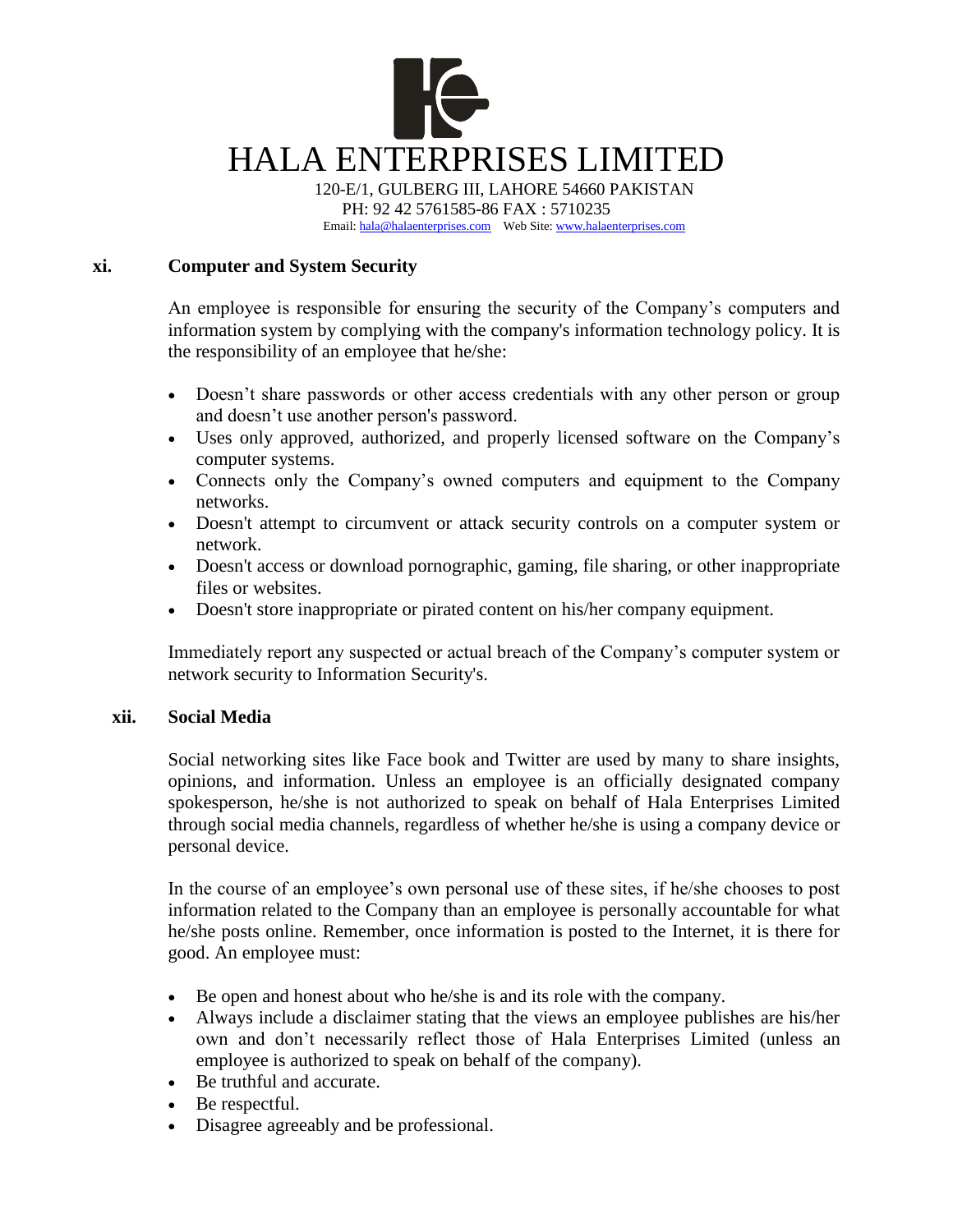### xi. Computer and System Security

An employee is responsible for ensuring the security of the Company's computers and information system by complying with the company's information technology policy. It is the responsibility of an employee that he/she:

- Doesn't share passwords or other access credentials with any other person or group and doesn't use another person's password.
- Uses only approved, authorized, and properly licensed software on the Company's computer systems.
- Connects only the Company's owned computers and equipment to the Company networks.
- Doesn't attempt to circumvent or attack security controls on a computer system or network.
- Doesn't access or download pornographic, gaming, file sharing, or other inappropriate files or websites.
- Doesn't store inappropriate or pirated content on his/her company equipment.

Immediately report any suspected or actual breach of the Company's computer system or network security to Information Security's.

### xii. Social Media

Social networking sites like Face book and Twitter are used by many to share insights, opinions, and information. Unless an employee is an officially designated company spokesperson, he/she is not authorized to speak on behalf of Hala Enterprises Limited through social media channels, regardless of whether he/she is using a company device or personal device.

In the course of an employee's own personal use of these sites, if he/she chooses to post information related to the Company than an employee is personally accountable for what he/she posts online. Remember, once information is posted to the Internet, it is there for good. An employee must:

- Be open and honest about who he/she is and its role with the company.
- Always include a disclaimer stating that the views an employee publishes are his/her own and don't necessarily reflect those of Hala Enterprises Limited (unless an employee is authorized to speak on behalf of the company).
- Be truthful and accurate.
- Be respectful.
- Disagree agreeably and be professional.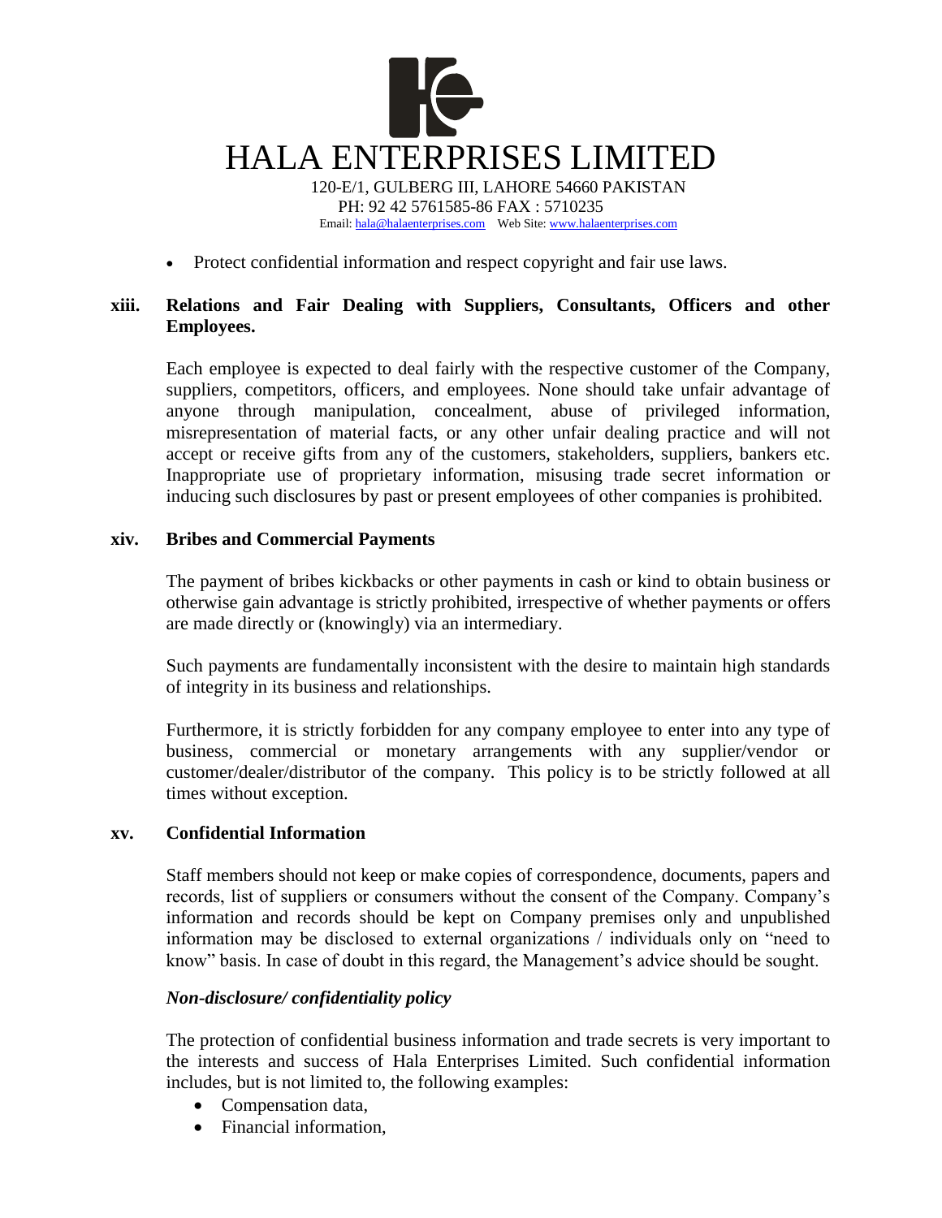- Protect confidential information and respect copyright and fair use laws.

**xiii. Relations and Fair Dealing with Suppliers, Consultants, Officers and other Employees.**

Each employee is expected to deal fairly with the respective customer of the Company, suppliers, competitors, officers, and employees. None should take unfair advantage of anyone through manipulation, concealment, abuse of privileged information, misrepresentation of material facts, or any other unfair dealing practice and will not accept or receive gifts from any of the customers, stakeholders, suppliers, bankers etc. Inappropriate use of proprietary information, misusing trade secret information or inducing such disclosures by past or present employees of other companies is prohibited.

**xiv. Bribes and Commercial Payments**

The payment of bribes kickbacks or other payments in cash or kind to obtain business or otherwise gain advantage is strictly prohibited, irrespective of whether payments or offers are made directly or (knowingly) via an intermediary.

Such payments are fundamentally inconsistent with the desire to maintain high standards of integrity in its business and relationships.

Furthermore, it is strictly forbidden for any company employee to enter into any type of business, commercial or monetary arrangements with any supplier/vendor or customer/dealer/distributor of the company. This policy is to be strictly followed at all times without exception.

**xv. Confidential Information**

Staff members should not keep or make copies of correspondence, documents, papers and records, list of suppliers or consumers without the consent of the Company. Company's information and records should be kept on Company premises only and unpublished information may be disclosed to external organizations / individuals only on "need to know" basis. In case of doubt in this regard, the Management's advice should be sought.

***Non-disclosure/ confidentiality policy***

The protection of confidential business information and trade secrets is very important to the interests and success of Hala Enterprises Limited. Such confidential information includes, but is not limited to, the following examples:

- Compensation data,
- Financial information,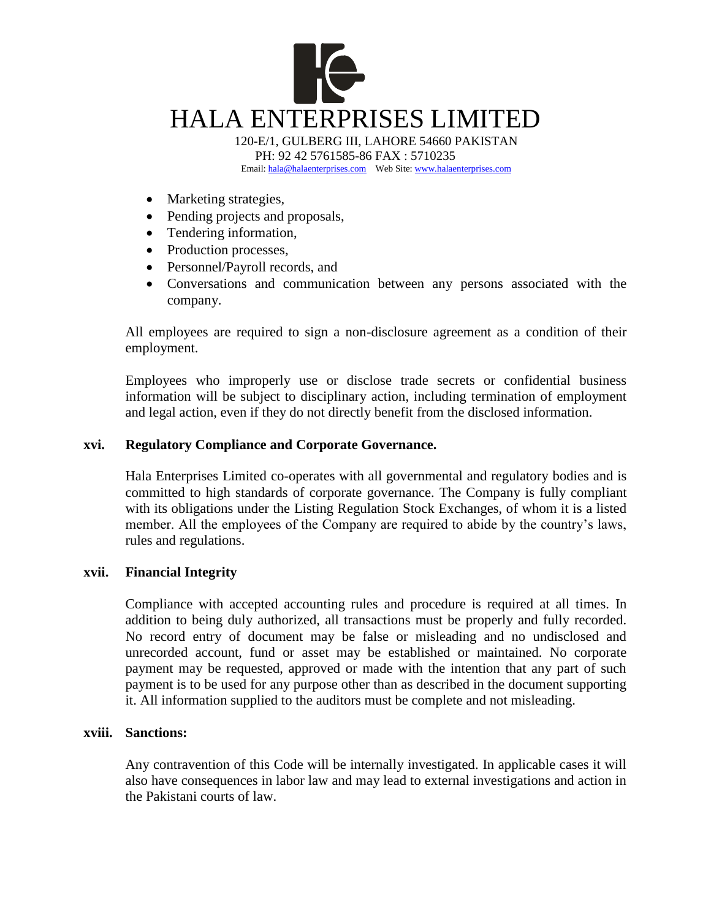- Marketing strategies,
- Pending projects and proposals,
- Tendering information,
- Production processes,
- Personnel/Payroll records, and
- Conversations and communication between any persons associated with the company.

All employees are required to sign a non-disclosure agreement as a condition of their employment.

Employees who improperly use or disclose trade secrets or confidential business information will be subject to disciplinary action, including termination of employment and legal action, even if they do not directly benefit from the disclosed information.

**xvi. Regulatory Compliance and Corporate Governance.**

Hala Enterprises Limited co-operates with all governmental and regulatory bodies and is committed to high standards of corporate governance. The Company is fully compliant with its obligations under the Listing Regulation Stock Exchanges, of whom it is a listed member. All the employees of the Company are required to abide by the country's laws, rules and regulations.

**xvii. Financial Integrity**

Compliance with accepted accounting rules and procedure is required at all times. In addition to being duly authorized, all transactions must be properly and fully recorded. No record entry of document may be false or misleading and no undisclosed and unrecorded account, fund or asset may be established or maintained. No corporate payment may be requested, approved or made with the intention that any part of such payment is to be used for any purpose other than as described in the document supporting it. All information supplied to the auditors must be complete and not misleading.

**xviii. Sanctions:**

Any contravention of this Code will be internally investigated. In applicable cases it will also have consequences in labor law and may lead to external investigations and action in the Pakistani courts of law.